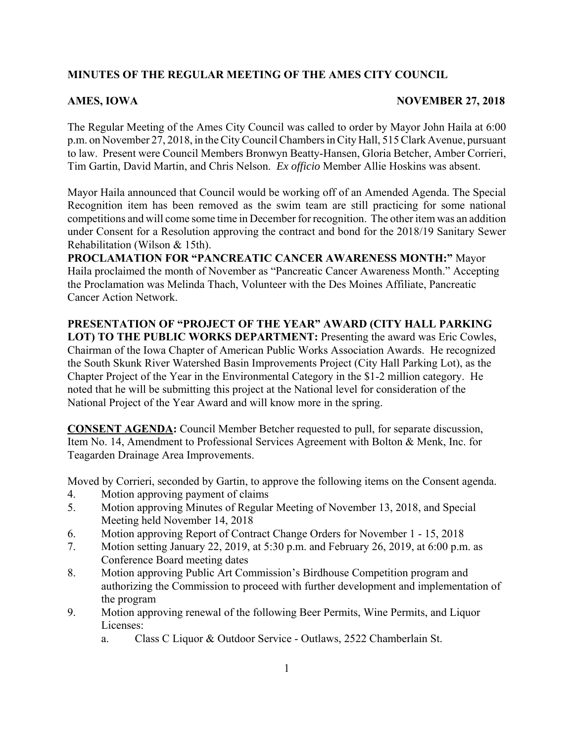# MINUTES OF THE REGULAR MEETING OF THE AMES CITY COUNCIL

**AMES, IOWA NOVEMBER 27, 2018**

The Regular Meeting of the Ames City Council was called to order by Mayor John Haila at 6:00 p.m. on November 27, 2018, in the City Council Chambers in City Hall, 515 Clark Avenue, pursuant to law. Present were Council Members Bronwyn Beatty-Hansen, Gloria Betcher, Amber Corrieri, Tim Gartin, David Martin, and Chris Nelson. *Ex officio* Member Allie Hoskins was absent.

Mayor Haila announced that Council would be working off of an Amended Agenda. The Special Recognition item has been removed as the swim team are still practicing for some national competitions and will come some time in December for recognition. The other item was an addition under Consent for a Resolution approving the contract and bond for the 2018/19 Sanitary Sewer Rehabilitation (Wilson & 15th).

**PROCLAMATION FOR "PANCREATIC CANCER AWARENESS MONTH:"** Mayor Haila proclaimed the month of November as "Pancreatic Cancer Awareness Month." Accepting the Proclamation was Melinda Thach, Volunteer with the Des Moines Affiliate, Pancreatic Cancer Action Network.

**PRESENTATION OF "PROJECT OF THE YEAR" AWARD (CITY HALL PARKING LOT) TO THE PUBLIC WORKS DEPARTMENT:** Presenting the award was Eric Cowles, Chairman of the Iowa Chapter of American Public Works Association Awards. He recognized the South Skunk River Watershed Basin Improvements Project (City Hall Parking Lot), as the Chapter Project of the Year in the Environmental Category in the $1-2 million category. He noted that he will be submitting this project at the National level for consideration of the National Project of the Year Award and will know more in the spring.

**CONSENT AGENDA:** Council Member Betcher requested to pull, for separate discussion, Item No. 14, Amendment to Professional Services Agreement with Bolton & Menk, Inc. for Teagarden Drainage Area Improvements.

Moved by Corrieri, seconded by Gartin, to approve the following items on the Consent agenda.

4. Motion approving payment of claims
5. Motion approving Minutes of Regular Meeting of November 13, 2018, and Special Meeting held November 14, 2018
6. Motion approving Report of Contract Change Orders for November 1 - 15, 2018
7. Motion setting January 22, 2019, at 5:30 p.m. and February 26, 2019, at 6:00 p.m. as Conference Board meeting dates
8. Motion approving Public Art Commission's Birdhouse Competition program and authorizing the Commission to proceed with further development and implementation of the program
9. Motion approving renewal of the following Beer Permits, Wine Permits, and Liquor Licenses:
   a. Class C Liquor & Outdoor Service - Outlaws, 2522 Chamberlain St.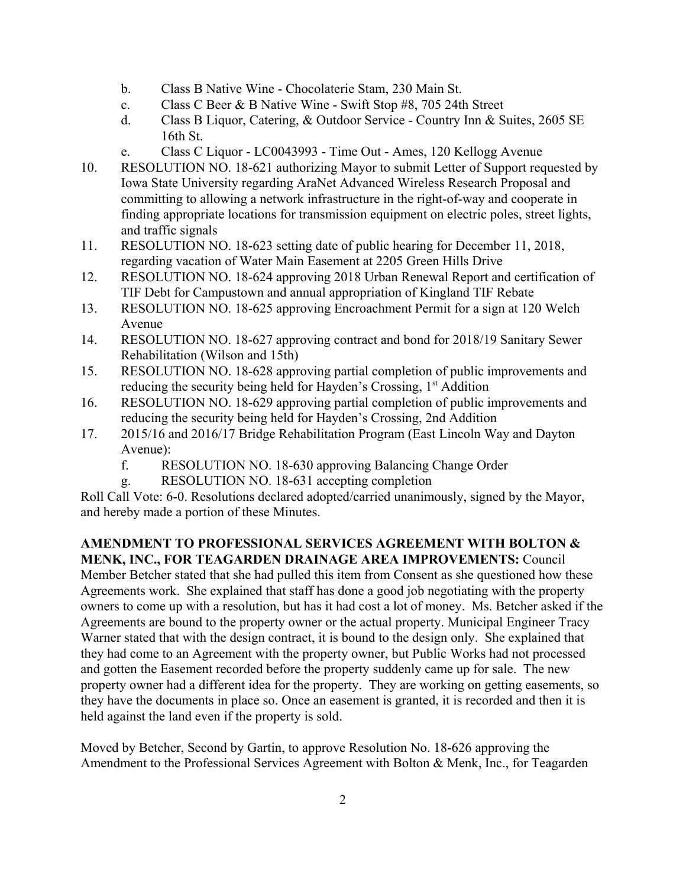b. Class B Native Wine - Chocolaterie Stam, 230 Main St.
    c. Class C Beer & B Native Wine - Swift Stop #8, 705 24th Street
    d. Class B Liquor, Catering, & Outdoor Service - Country Inn & Suites, 2605 SE 16th St.
    e. Class C Liquor - LC0043993 - Time Out - Ames, 120 Kellogg Avenue

10. RESOLUTION NO. 18-621 authorizing Mayor to submit Letter of Support requested by Iowa State University regarding AraNet Advanced Wireless Research Proposal and committing to allowing a network infrastructure in the right-of-way and cooperate in finding appropriate locations for transmission equipment on electric poles, street lights, and traffic signals
11. RESOLUTION NO. 18-623 setting date of public hearing for December 11, 2018, regarding vacation of Water Main Easement at 2205 Green Hills Drive
12. RESOLUTION NO. 18-624 approving 2018 Urban Renewal Report and certification of TIF Debt for Campustown and annual appropriation of Kingland TIF Rebate
13. RESOLUTION NO. 18-625 approving Encroachment Permit for a sign at 120 Welch Avenue
14. RESOLUTION NO. 18-627 approving contract and bond for 2018/19 Sanitary Sewer Rehabilitation (Wilson and 15th)
15. RESOLUTION NO. 18-628 approving partial completion of public improvements and reducing the security being held for Hayden's Crossing, 1st Addition
16. RESOLUTION NO. 18-629 approving partial completion of public improvements and reducing the security being held for Hayden's Crossing, 2nd Addition
17. 2015/16 and 2016/17 Bridge Rehabilitation Program (East Lincoln Way and Dayton Avenue):
    f. RESOLUTION NO. 18-630 approving Balancing Change Order
    g. RESOLUTION NO. 18-631 accepting completion

Roll Call Vote: 6-0. Resolutions declared adopted/carried unanimously, signed by the Mayor, and hereby made a portion of these Minutes.

**AMENDMENT TO PROFESSIONAL SERVICES AGREEMENT WITH BOLTON & MENK, INC., FOR TEAGARDEN DRAINAGE AREA IMPROVEMENTS:** Council Member Betcher stated that she had pulled this item from Consent as she questioned how these Agreements work. She explained that staff has done a good job negotiating with the property owners to come up with a resolution, but has it had cost a lot of money. Ms. Betcher asked if the Agreements are bound to the property owner or the actual property. Municipal Engineer Tracy Warner stated that with the design contract, it is bound to the design only. She explained that they had come to an Agreement with the property owner, but Public Works had not processed and gotten the Easement recorded before the property suddenly came up for sale. The new property owner had a different idea for the property. They are working on getting easements, so they have the documents in place so. Once an easement is granted, it is recorded and then it is held against the land even if the property is sold.

Moved by Betcher, Second by Gartin, to approve Resolution No. 18-626 approving the Amendment to the Professional Services Agreement with Bolton & Menk, Inc., for Teagarden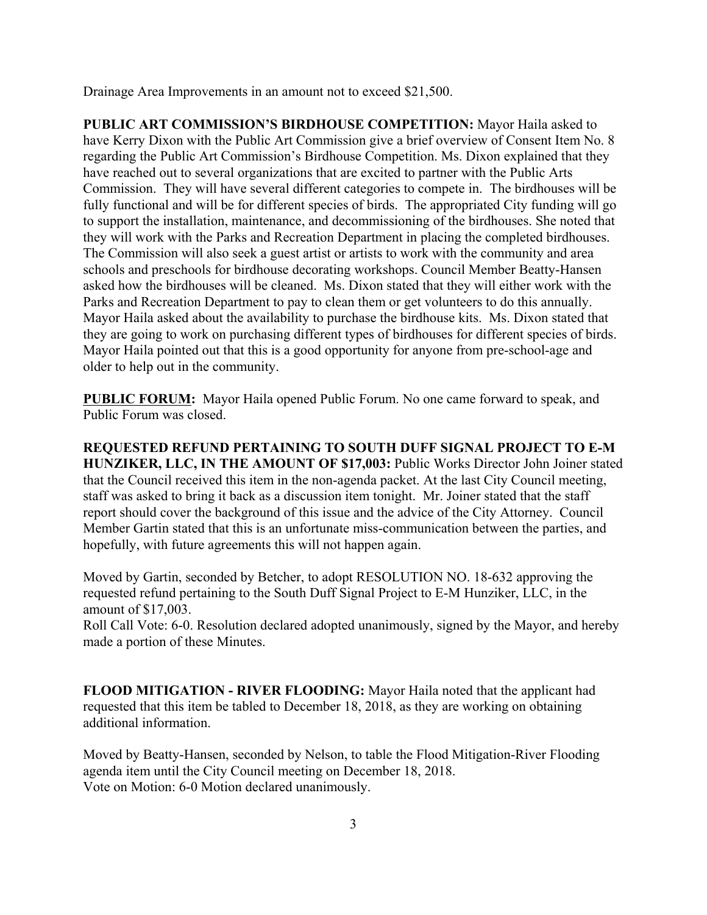Drainage Area Improvements in an amount not to exceed $21,500.

**PUBLIC ART COMMISSION'S BIRDHOUSE COMPETITION:** Mayor Haila asked to have Kerry Dixon with the Public Art Commission give a brief overview of Consent Item No. 8 regarding the Public Art Commission's Birdhouse Competition. Ms. Dixon explained that they have reached out to several organizations that are excited to partner with the Public Arts Commission. They will have several different categories to compete in. The birdhouses will be fully functional and will be for different species of birds. The appropriated City funding will go to support the installation, maintenance, and decommissioning of the birdhouses. She noted that they will work with the Parks and Recreation Department in placing the completed birdhouses. The Commission will also seek a guest artist or artists to work with the community and area schools and preschools for birdhouse decorating workshops. Council Member Beatty-Hansen asked how the birdhouses will be cleaned. Ms. Dixon stated that they will either work with the Parks and Recreation Department to pay to clean them or get volunteers to do this annually. Mayor Haila asked about the availability to purchase the birdhouse kits. Ms. Dixon stated that they are going to work on purchasing different types of birdhouses for different species of birds. Mayor Haila pointed out that this is a good opportunity for anyone from pre-school-age and older to help out in the community.

**PUBLIC FORUM:** Mayor Haila opened Public Forum. No one came forward to speak, and Public Forum was closed.

**REQUESTED REFUND PERTAINING TO SOUTH DUFF SIGNAL PROJECT TO E-M HUNZIKER, LLC, IN THE AMOUNT OF $17,003:** Public Works Director John Joiner stated that the Council received this item in the non-agenda packet. At the last City Council meeting, staff was asked to bring it back as a discussion item tonight. Mr. Joiner stated that the staff report should cover the background of this issue and the advice of the City Attorney. Council Member Gartin stated that this is an unfortunate miss-communication between the parties, and hopefully, with future agreements this will not happen again.

Moved by Gartin, seconded by Betcher, to adopt RESOLUTION NO. 18-632 approving the requested refund pertaining to the South Duff Signal Project to E-M Hunziker, LLC, in the amount of $17,003.
Roll Call Vote: 6-0. Resolution declared adopted unanimously, signed by the Mayor, and hereby made a portion of these Minutes.

**FLOOD MITIGATION - RIVER FLOODING:** Mayor Haila noted that the applicant had requested that this item be tabled to December 18, 2018, as they are working on obtaining additional information.

Moved by Beatty-Hansen, seconded by Nelson, to table the Flood Mitigation-River Flooding agenda item until the City Council meeting on December 18, 2018.
Vote on Motion: 6-0 Motion declared unanimously.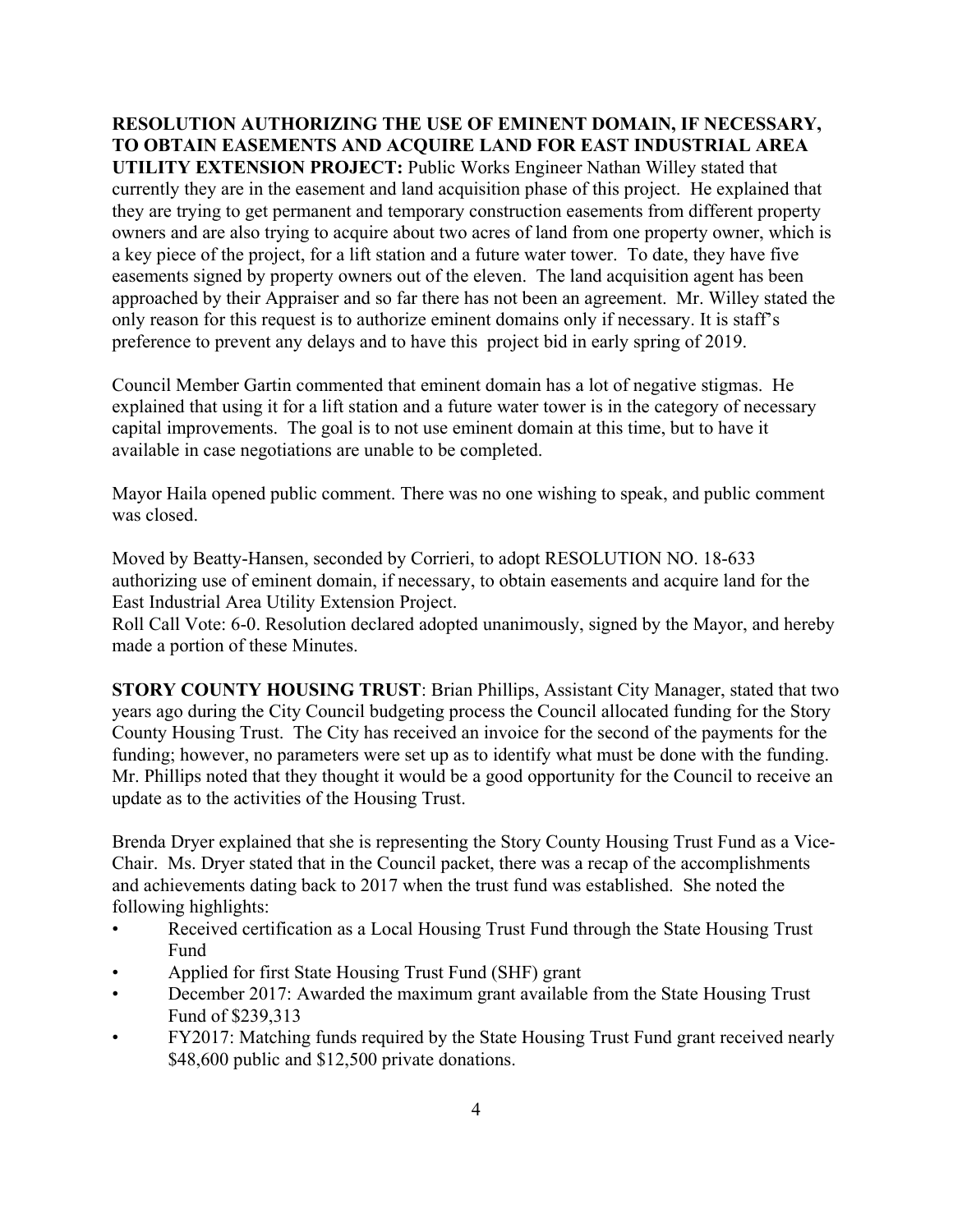**RESOLUTION AUTHORIZING THE USE OF EMINENT DOMAIN, IF NECESSARY, TO OBTAIN EASEMENTS AND ACQUIRE LAND FOR EAST INDUSTRIAL AREA UTILITY EXTENSION PROJECT:** Public Works Engineer Nathan Willey stated that currently they are in the easement and land acquisition phase of this project. He explained that they are trying to get permanent and temporary construction easements from different property owners and are also trying to acquire about two acres of land from one property owner, which is a key piece of the project, for a lift station and a future water tower. To date, they have five easements signed by property owners out of the eleven. The land acquisition agent has been approached by their Appraiser and so far there has not been an agreement. Mr. Willey stated the only reason for this request is to authorize eminent domains only if necessary. It is staff's preference to prevent any delays and to have this project bid in early spring of 2019.

Council Member Gartin commented that eminent domain has a lot of negative stigmas. He explained that using it for a lift station and a future water tower is in the category of necessary capital improvements. The goal is to not use eminent domain at this time, but to have it available in case negotiations are unable to be completed.

Mayor Haila opened public comment. There was no one wishing to speak, and public comment was closed.

Moved by Beatty-Hansen, seconded by Corrieri, to adopt RESOLUTION NO. 18-633 authorizing use of eminent domain, if necessary, to obtain easements and acquire land for the East Industrial Area Utility Extension Project.
Roll Call Vote: 6-0. Resolution declared adopted unanimously, signed by the Mayor, and hereby made a portion of these Minutes.

**STORY COUNTY HOUSING TRUST**: Brian Phillips, Assistant City Manager, stated that two years ago during the City Council budgeting process the Council allocated funding for the Story County Housing Trust. The City has received an invoice for the second of the payments for the funding; however, no parameters were set up as to identify what must be done with the funding. Mr. Phillips noted that they thought it would be a good opportunity for the Council to receive an update as to the activities of the Housing Trust.

Brenda Dryer explained that she is representing the Story County Housing Trust Fund as a Vice-Chair. Ms. Dryer stated that in the Council packet, there was a recap of the accomplishments and achievements dating back to 2017 when the trust fund was established. She noted the following highlights:

- Received certification as a Local Housing Trust Fund through the State Housing Trust Fund
- Applied for first State Housing Trust Fund (SHF) grant
- December 2017: Awarded the maximum grant available from the State Housing Trust Fund of $239,313
- FY2017: Matching funds required by the State Housing Trust Fund grant received nearly $48,600 public and $12,500 private donations.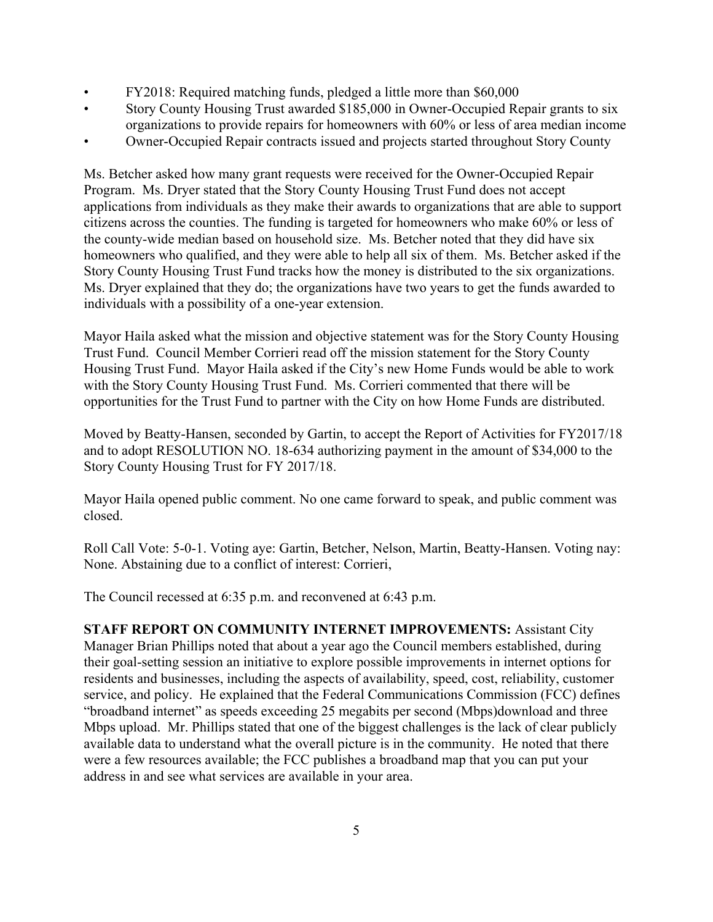- FY2018: Required matching funds, pledged a little more than $60,000
- Story County Housing Trust awarded $185,000 in Owner-Occupied Repair grants to six organizations to provide repairs for homeowners with 60% or less of area median income
- Owner-Occupied Repair contracts issued and projects started throughout Story County

Ms. Betcher asked how many grant requests were received for the Owner-Occupied Repair Program. Ms. Dryer stated that the Story County Housing Trust Fund does not accept applications from individuals as they make their awards to organizations that are able to support citizens across the counties. The funding is targeted for homeowners who make 60% or less of the county-wide median based on household size. Ms. Betcher noted that they did have six homeowners who qualified, and they were able to help all six of them. Ms. Betcher asked if the Story County Housing Trust Fund tracks how the money is distributed to the six organizations. Ms. Dryer explained that they do; the organizations have two years to get the funds awarded to individuals with a possibility of a one-year extension.

Mayor Haila asked what the mission and objective statement was for the Story County Housing Trust Fund. Council Member Corrieri read off the mission statement for the Story County Housing Trust Fund. Mayor Haila asked if the City's new Home Funds would be able to work with the Story County Housing Trust Fund. Ms. Corrieri commented that there will be opportunities for the Trust Fund to partner with the City on how Home Funds are distributed.

Moved by Beatty-Hansen, seconded by Gartin, to accept the Report of Activities for FY2017/18 and to adopt RESOLUTION NO. 18-634 authorizing payment in the amount of $34,000 to the Story County Housing Trust for FY 2017/18.

Mayor Haila opened public comment. No one came forward to speak, and public comment was closed.

Roll Call Vote: 5-0-1. Voting aye: Gartin, Betcher, Nelson, Martin, Beatty-Hansen. Voting nay: None. Abstaining due to a conflict of interest: Corrieri,

The Council recessed at 6:35 p.m. and reconvened at 6:43 p.m.

**STAFF REPORT ON COMMUNITY INTERNET IMPROVEMENTS:** Assistant City Manager Brian Phillips noted that about a year ago the Council members established, during their goal-setting session an initiative to explore possible improvements in internet options for residents and businesses, including the aspects of availability, speed, cost, reliability, customer service, and policy. He explained that the Federal Communications Commission (FCC) defines "broadband internet" as speeds exceeding 25 megabits per second (Mbps)download and three Mbps upload. Mr. Phillips stated that one of the biggest challenges is the lack of clear publicly available data to understand what the overall picture is in the community. He noted that there were a few resources available; the FCC publishes a broadband map that you can put your address in and see what services are available in your area.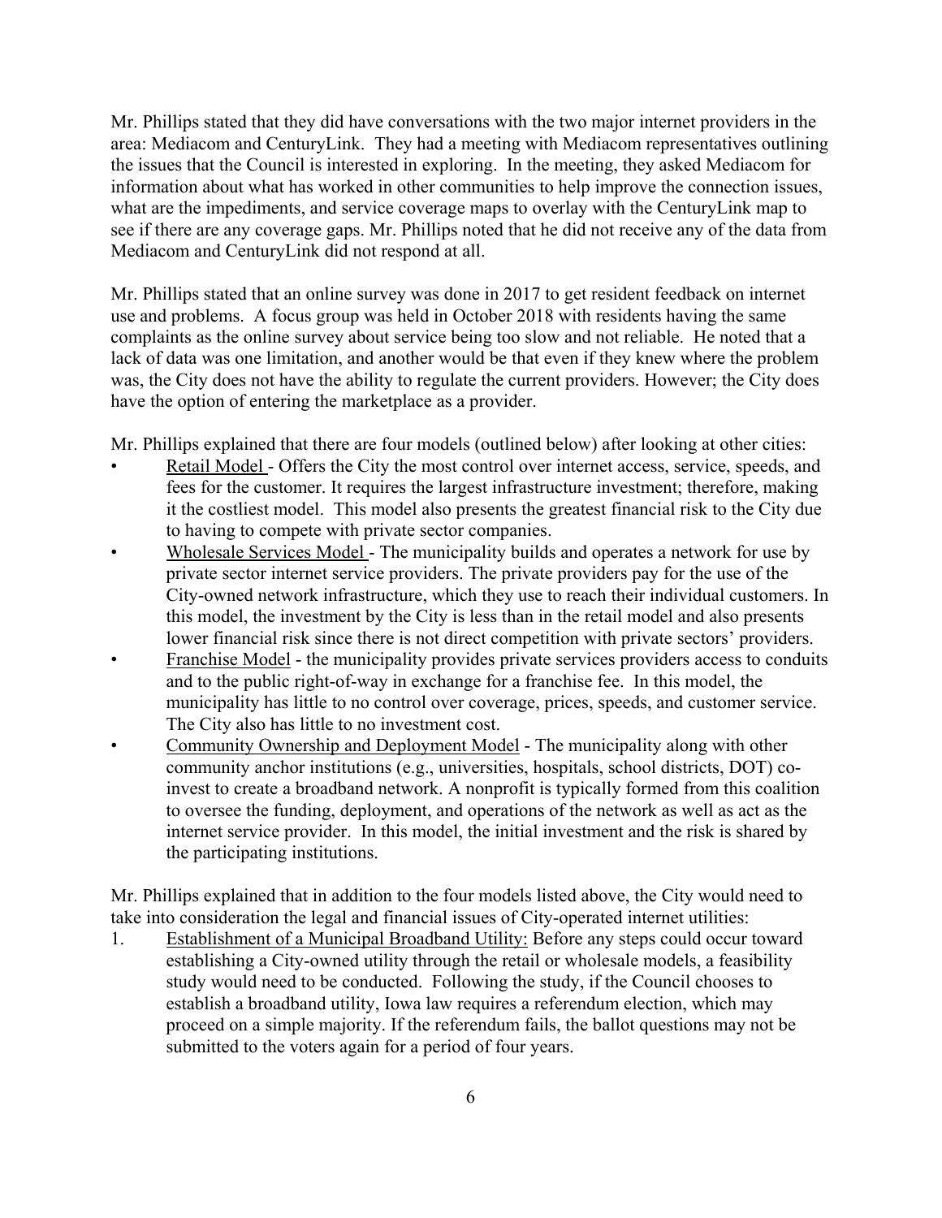Mr. Phillips stated that they did have conversations with the two major internet providers in the area: Mediacom and CenturyLink. They had a meeting with Mediacom representatives outlining the issues that the Council is interested in exploring. In the meeting, they asked Mediacom for information about what has worked in other communities to help improve the connection issues, what are the impediments, and service coverage maps to overlay with the CenturyLink map to see if there are any coverage gaps. Mr. Phillips noted that he did not receive any of the data from Mediacom and CenturyLink did not respond at all.

Mr. Phillips stated that an online survey was done in 2017 to get resident feedback on internet use and problems. A focus group was held in October 2018 with residents having the same complaints as the online survey about service being too slow and not reliable. He noted that a lack of data was one limitation, and another would be that even if they knew where the problem was, the City does not have the ability to regulate the current providers. However; the City does have the option of entering the marketplace as a provider.

Mr. Phillips explained that there are four models (outlined below) after looking at other cities:

- Retail Model - Offers the City the most control over internet access, service, speeds, and fees for the customer. It requires the largest infrastructure investment; therefore, making it the costliest model. This model also presents the greatest financial risk to the City due to having to compete with private sector companies.
- Wholesale Services Model - The municipality builds and operates a network for use by private sector internet service providers. The private providers pay for the use of the City-owned network infrastructure, which they use to reach their individual customers. In this model, the investment by the City is less than in the retail model and also presents lower financial risk since there is not direct competition with private sectors' providers.
- Franchise Model - the municipality provides private services providers access to conduits and to the public right-of-way in exchange for a franchise fee. In this model, the municipality has little to no control over coverage, prices, speeds, and customer service. The City also has little to no investment cost.
- Community Ownership and Deployment Model - The municipality along with other community anchor institutions (e.g., universities, hospitals, school districts, DOT) co-invest to create a broadband network. A nonprofit is typically formed from this coalition to oversee the funding, deployment, and operations of the network as well as act as the internet service provider. In this model, the initial investment and the risk is shared by the participating institutions.

Mr. Phillips explained that in addition to the four models listed above, the City would need to take into consideration the legal and financial issues of City-operated internet utilities:

1. Establishment of a Municipal Broadband Utility: Before any steps could occur toward establishing a City-owned utility through the retail or wholesale models, a feasibility study would need to be conducted. Following the study, if the Council chooses to establish a broadband utility, Iowa law requires a referendum election, which may proceed on a simple majority. If the referendum fails, the ballot questions may not be submitted to the voters again for a period of four years.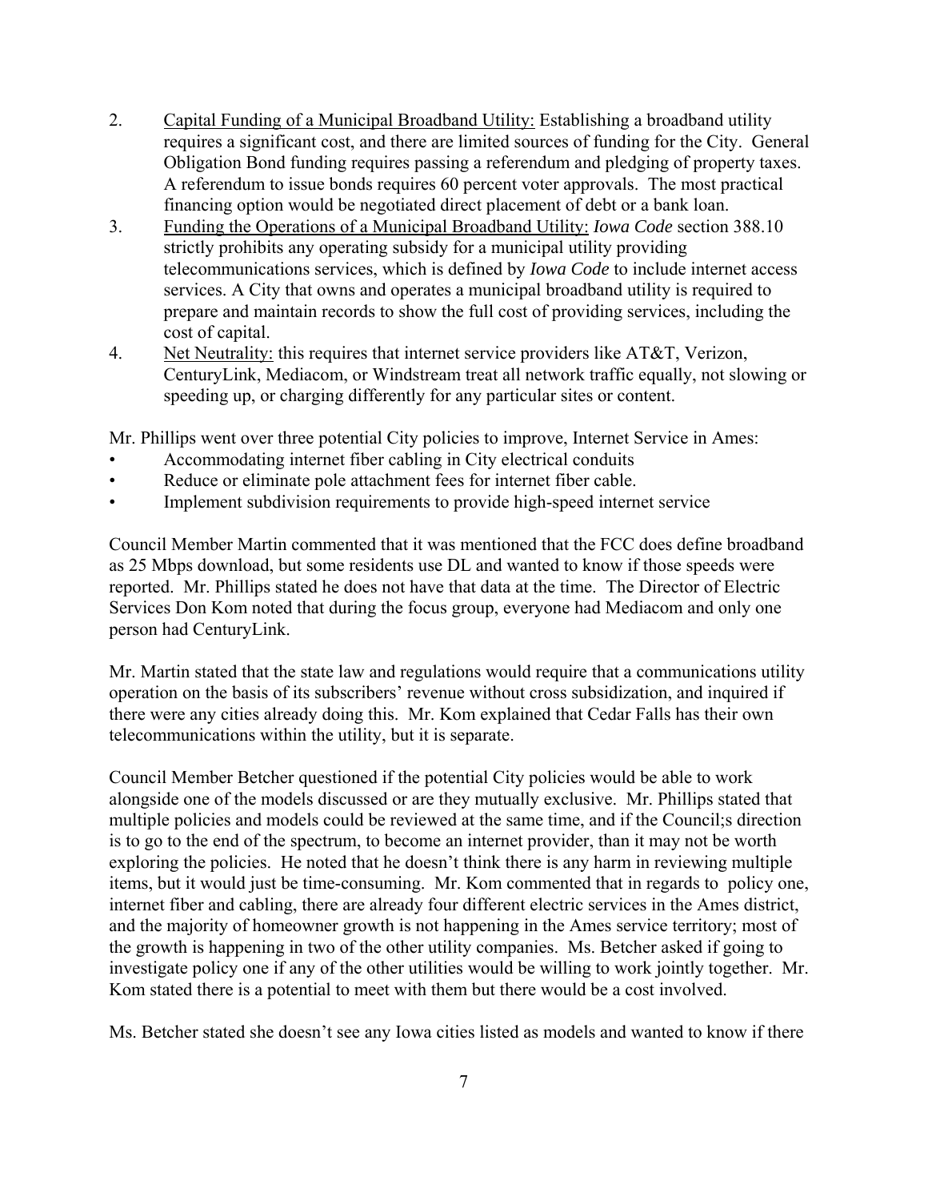2. Capital Funding of a Municipal Broadband Utility: Establishing a broadband utility requires a significant cost, and there are limited sources of funding for the City. General Obligation Bond funding requires passing a referendum and pledging of property taxes. A referendum to issue bonds requires 60 percent voter approvals. The most practical financing option would be negotiated direct placement of debt or a bank loan.
3. Funding the Operations of a Municipal Broadband Utility: *Iowa Code* section 388.10 strictly prohibits any operating subsidy for a municipal utility providing telecommunications services, which is defined by *Iowa Code* to include internet access services. A City that owns and operates a municipal broadband utility is required to prepare and maintain records to show the full cost of providing services, including the cost of capital.
4. Net Neutrality: this requires that internet service providers like AT&T, Verizon, CenturyLink, Mediacom, or Windstream treat all network traffic equally, not slowing or speeding up, or charging differently for any particular sites or content.

Mr. Phillips went over three potential City policies to improve, Internet Service in Ames:

- Accommodating internet fiber cabling in City electrical conduits
- Reduce or eliminate pole attachment fees for internet fiber cable.
- Implement subdivision requirements to provide high-speed internet service

Council Member Martin commented that it was mentioned that the FCC does define broadband as 25 Mbps download, but some residents use DL and wanted to know if those speeds were reported. Mr. Phillips stated he does not have that data at the time. The Director of Electric Services Don Kom noted that during the focus group, everyone had Mediacom and only one person had CenturyLink.

Mr. Martin stated that the state law and regulations would require that a communications utility operation on the basis of its subscribers' revenue without cross subsidization, and inquired if there were any cities already doing this. Mr. Kom explained that Cedar Falls has their own telecommunications within the utility, but it is separate.

Council Member Betcher questioned if the potential City policies would be able to work alongside one of the models discussed or are they mutually exclusive. Mr. Phillips stated that multiple policies and models could be reviewed at the same time, and if the Council;s direction is to go to the end of the spectrum, to become an internet provider, than it may not be worth exploring the policies. He noted that he doesn't think there is any harm in reviewing multiple items, but it would just be time-consuming. Mr. Kom commented that in regards to policy one, internet fiber and cabling, there are already four different electric services in the Ames district, and the majority of homeowner growth is not happening in the Ames service territory; most of the growth is happening in two of the other utility companies. Ms. Betcher asked if going to investigate policy one if any of the other utilities would be willing to work jointly together. Mr. Kom stated there is a potential to meet with them but there would be a cost involved.

Ms. Betcher stated she doesn't see any Iowa cities listed as models and wanted to know if there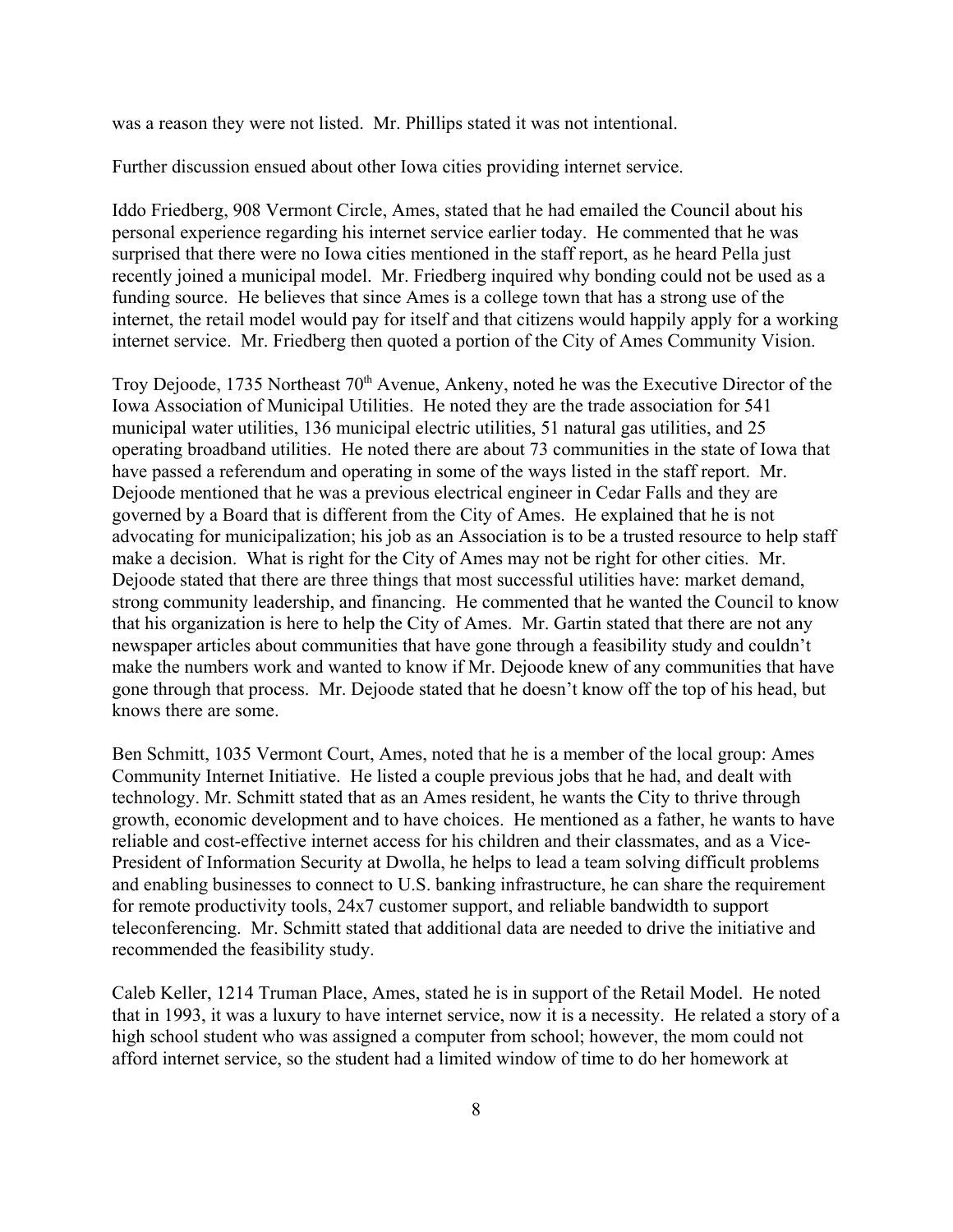was a reason they were not listed. Mr. Phillips stated it was not intentional.

Further discussion ensued about other Iowa cities providing internet service.

Iddo Friedberg, 908 Vermont Circle, Ames, stated that he had emailed the Council about his personal experience regarding his internet service earlier today. He commented that he was surprised that there were no Iowa cities mentioned in the staff report, as he heard Pella just recently joined a municipal model. Mr. Friedberg inquired why bonding could not be used as a funding source. He believes that since Ames is a college town that has a strong use of the internet, the retail model would pay for itself and that citizens would happily apply for a working internet service. Mr. Friedberg then quoted a portion of the City of Ames Community Vision.

Troy Dejoode, 1735 Northeast 70th Avenue, Ankeny, noted he was the Executive Director of the Iowa Association of Municipal Utilities. He noted they are the trade association for 541 municipal water utilities, 136 municipal electric utilities, 51 natural gas utilities, and 25 operating broadband utilities. He noted there are about 73 communities in the state of Iowa that have passed a referendum and operating in some of the ways listed in the staff report. Mr. Dejoode mentioned that he was a previous electrical engineer in Cedar Falls and they are governed by a Board that is different from the City of Ames. He explained that he is not advocating for municipalization; his job as an Association is to be a trusted resource to help staff make a decision. What is right for the City of Ames may not be right for other cities. Mr. Dejoode stated that there are three things that most successful utilities have: market demand, strong community leadership, and financing. He commented that he wanted the Council to know that his organization is here to help the City of Ames. Mr. Gartin stated that there are not any newspaper articles about communities that have gone through a feasibility study and couldn't make the numbers work and wanted to know if Mr. Dejoode knew of any communities that have gone through that process. Mr. Dejoode stated that he doesn't know off the top of his head, but knows there are some.

Ben Schmitt, 1035 Vermont Court, Ames, noted that he is a member of the local group: Ames Community Internet Initiative. He listed a couple previous jobs that he had, and dealt with technology. Mr. Schmitt stated that as an Ames resident, he wants the City to thrive through growth, economic development and to have choices. He mentioned as a father, he wants to have reliable and cost-effective internet access for his children and their classmates, and as a Vice-President of Information Security at Dwolla, he helps to lead a team solving difficult problems and enabling businesses to connect to U.S. banking infrastructure, he can share the requirement for remote productivity tools, 24x7 customer support, and reliable bandwidth to support teleconferencing. Mr. Schmitt stated that additional data are needed to drive the initiative and recommended the feasibility study.

Caleb Keller, 1214 Truman Place, Ames, stated he is in support of the Retail Model. He noted that in 1993, it was a luxury to have internet service, now it is a necessity. He related a story of a high school student who was assigned a computer from school; however, the mom could not afford internet service, so the student had a limited window of time to do her homework at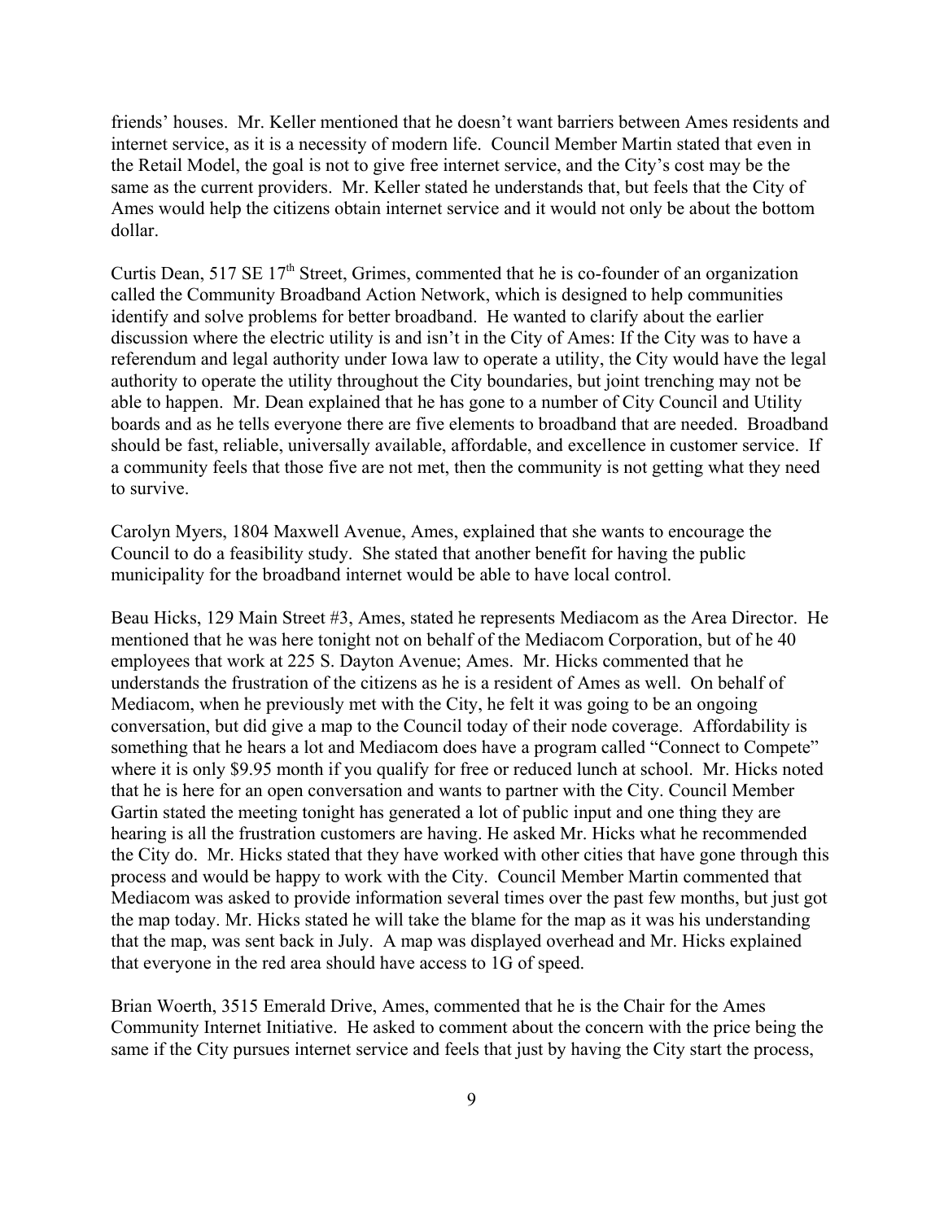friends' houses. Mr. Keller mentioned that he doesn't want barriers between Ames residents and internet service, as it is a necessity of modern life. Council Member Martin stated that even in the Retail Model, the goal is not to give free internet service, and the City's cost may be the same as the current providers. Mr. Keller stated he understands that, but feels that the City of Ames would help the citizens obtain internet service and it would not only be about the bottom dollar.

Curtis Dean, 517 SE 17th Street, Grimes, commented that he is co-founder of an organization called the Community Broadband Action Network, which is designed to help communities identify and solve problems for better broadband. He wanted to clarify about the earlier discussion where the electric utility is and isn't in the City of Ames: If the City was to have a referendum and legal authority under Iowa law to operate a utility, the City would have the legal authority to operate the utility throughout the City boundaries, but joint trenching may not be able to happen. Mr. Dean explained that he has gone to a number of City Council and Utility boards and as he tells everyone there are five elements to broadband that are needed. Broadband should be fast, reliable, universally available, affordable, and excellence in customer service. If a community feels that those five are not met, then the community is not getting what they need to survive.

Carolyn Myers, 1804 Maxwell Avenue, Ames, explained that she wants to encourage the Council to do a feasibility study. She stated that another benefit for having the public municipality for the broadband internet would be able to have local control.

Beau Hicks, 129 Main Street #3, Ames, stated he represents Mediacom as the Area Director. He mentioned that he was here tonight not on behalf of the Mediacom Corporation, but of he 40 employees that work at 225 S. Dayton Avenue; Ames. Mr. Hicks commented that he understands the frustration of the citizens as he is a resident of Ames as well. On behalf of Mediacom, when he previously met with the City, he felt it was going to be an ongoing conversation, but did give a map to the Council today of their node coverage. Affordability is something that he hears a lot and Mediacom does have a program called "Connect to Compete" where it is only $9.95 month if you qualify for free or reduced lunch at school. Mr. Hicks noted that he is here for an open conversation and wants to partner with the City. Council Member Gartin stated the meeting tonight has generated a lot of public input and one thing they are hearing is all the frustration customers are having. He asked Mr. Hicks what he recommended the City do. Mr. Hicks stated that they have worked with other cities that have gone through this process and would be happy to work with the City. Council Member Martin commented that Mediacom was asked to provide information several times over the past few months, but just got the map today. Mr. Hicks stated he will take the blame for the map as it was his understanding that the map, was sent back in July. A map was displayed overhead and Mr. Hicks explained that everyone in the red area should have access to 1G of speed.

Brian Woerth, 3515 Emerald Drive, Ames, commented that he is the Chair for the Ames Community Internet Initiative. He asked to comment about the concern with the price being the same if the City pursues internet service and feels that just by having the City start the process,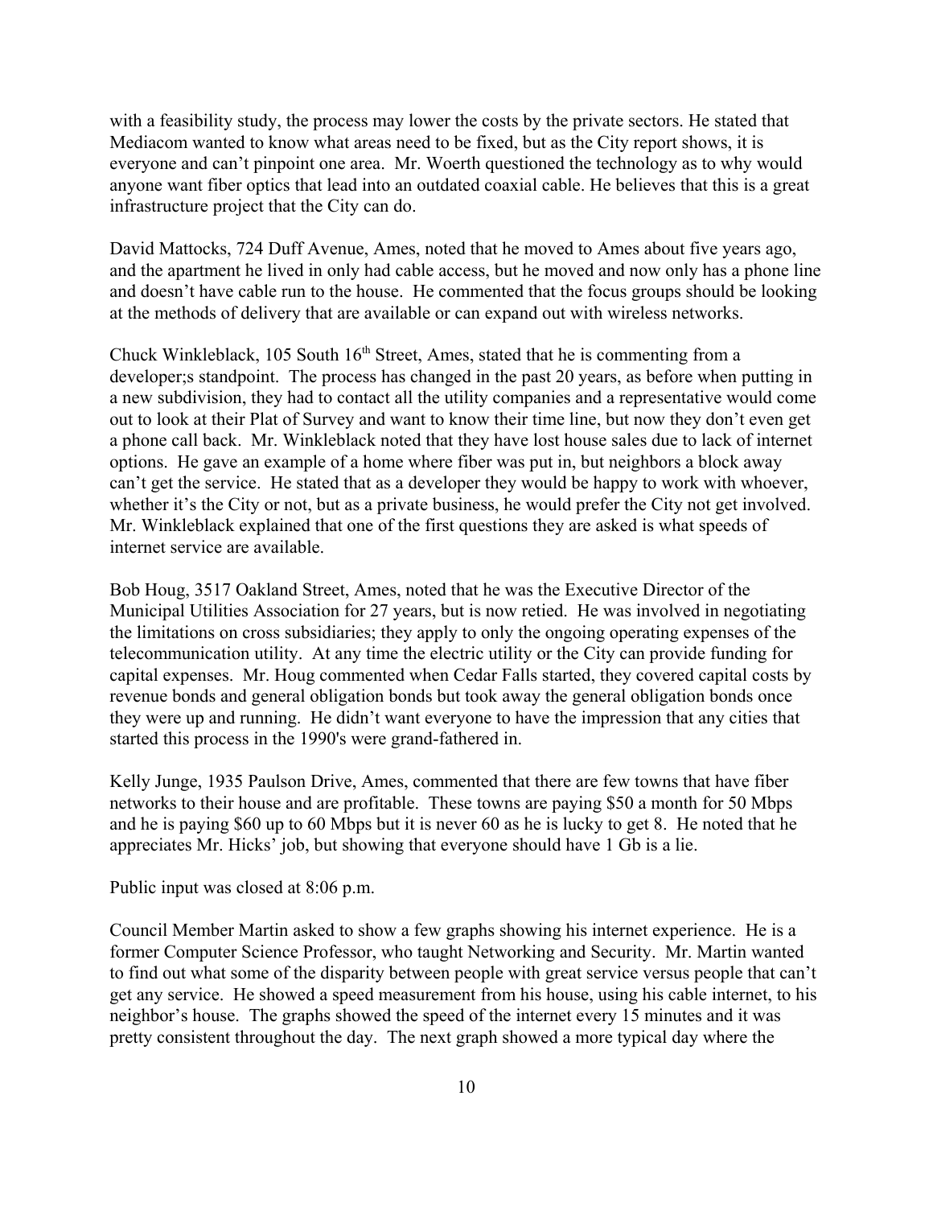with a feasibility study, the process may lower the costs by the private sectors. He stated that Mediacom wanted to know what areas need to be fixed, but as the City report shows, it is everyone and can't pinpoint one area. Mr. Woerth questioned the technology as to why would anyone want fiber optics that lead into an outdated coaxial cable. He believes that this is a great infrastructure project that the City can do.

David Mattocks, 724 Duff Avenue, Ames, noted that he moved to Ames about five years ago, and the apartment he lived in only had cable access, but he moved and now only has a phone line and doesn't have cable run to the house. He commented that the focus groups should be looking at the methods of delivery that are available or can expand out with wireless networks.

Chuck Winkleblack, 105 South 16th Street, Ames, stated that he is commenting from a developer;s standpoint. The process has changed in the past 20 years, as before when putting in a new subdivision, they had to contact all the utility companies and a representative would come out to look at their Plat of Survey and want to know their time line, but now they don't even get a phone call back. Mr. Winkleblack noted that they have lost house sales due to lack of internet options. He gave an example of a home where fiber was put in, but neighbors a block away can't get the service. He stated that as a developer they would be happy to work with whoever, whether it's the City or not, but as a private business, he would prefer the City not get involved. Mr. Winkleblack explained that one of the first questions they are asked is what speeds of internet service are available.

Bob Houg, 3517 Oakland Street, Ames, noted that he was the Executive Director of the Municipal Utilities Association for 27 years, but is now retied. He was involved in negotiating the limitations on cross subsidiaries; they apply to only the ongoing operating expenses of the telecommunication utility. At any time the electric utility or the City can provide funding for capital expenses. Mr. Houg commented when Cedar Falls started, they covered capital costs by revenue bonds and general obligation bonds but took away the general obligation bonds once they were up and running. He didn't want everyone to have the impression that any cities that started this process in the 1990's were grand-fathered in.

Kelly Junge, 1935 Paulson Drive, Ames, commented that there are few towns that have fiber networks to their house and are profitable. These towns are paying $50 a month for 50 Mbps and he is paying $60 up to 60 Mbps but it is never 60 as he is lucky to get 8. He noted that he appreciates Mr. Hicks' job, but showing that everyone should have 1 Gb is a lie.

Public input was closed at 8:06 p.m.

Council Member Martin asked to show a few graphs showing his internet experience. He is a former Computer Science Professor, who taught Networking and Security. Mr. Martin wanted to find out what some of the disparity between people with great service versus people that can't get any service. He showed a speed measurement from his house, using his cable internet, to his neighbor's house. The graphs showed the speed of the internet every 15 minutes and it was pretty consistent throughout the day. The next graph showed a more typical day where the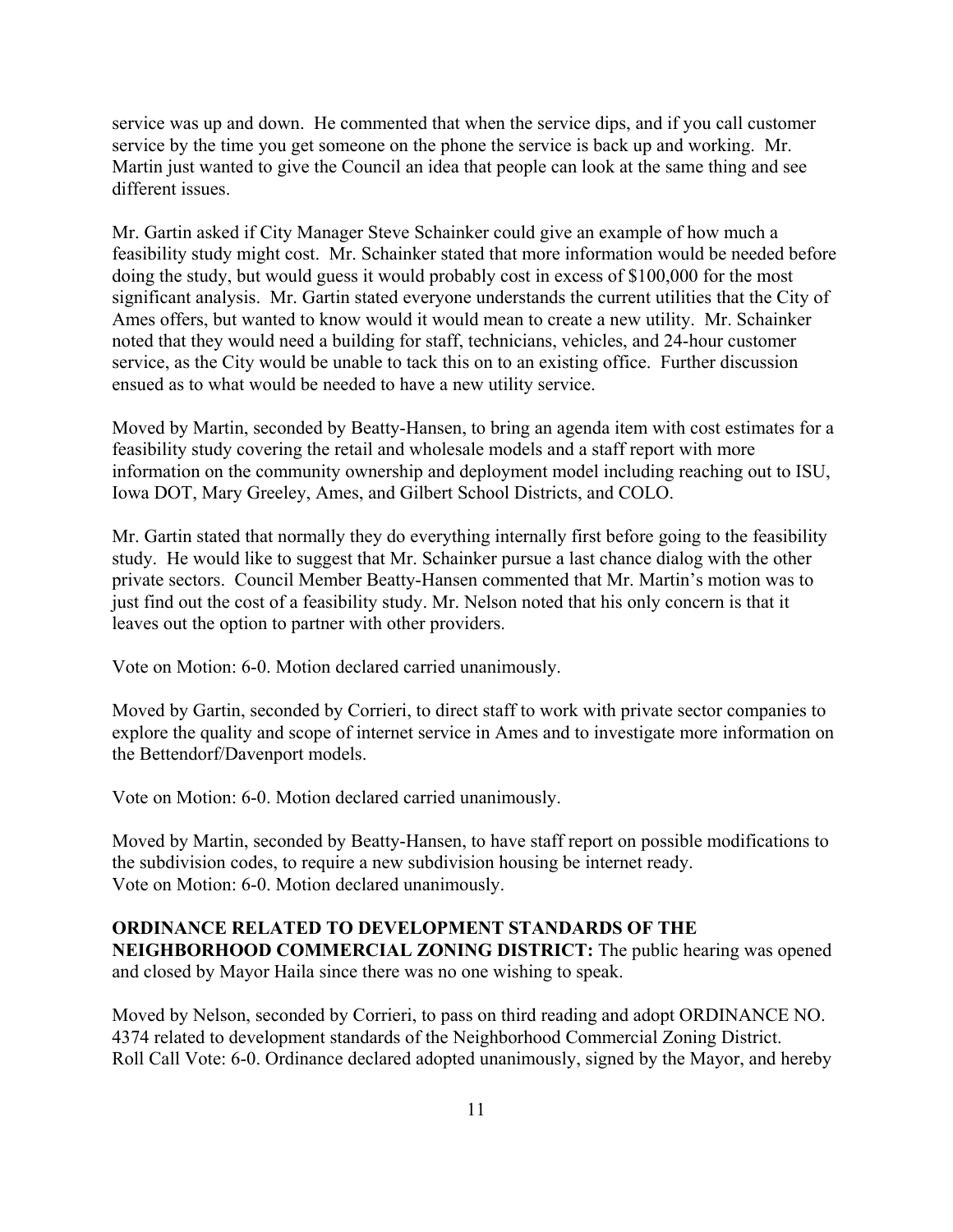service was up and down. He commented that when the service dips, and if you call customer service by the time you get someone on the phone the service is back up and working. Mr. Martin just wanted to give the Council an idea that people can look at the same thing and see different issues.

Mr. Gartin asked if City Manager Steve Schainker could give an example of how much a feasibility study might cost. Mr. Schainker stated that more information would be needed before doing the study, but would guess it would probably cost in excess of $100,000 for the most significant analysis. Mr. Gartin stated everyone understands the current utilities that the City of Ames offers, but wanted to know would it would mean to create a new utility. Mr. Schainker noted that they would need a building for staff, technicians, vehicles, and 24-hour customer service, as the City would be unable to tack this on to an existing office. Further discussion ensued as to what would be needed to have a new utility service.

Moved by Martin, seconded by Beatty-Hansen, to bring an agenda item with cost estimates for a feasibility study covering the retail and wholesale models and a staff report with more information on the community ownership and deployment model including reaching out to ISU, Iowa DOT, Mary Greeley, Ames, and Gilbert School Districts, and COLO.

Mr. Gartin stated that normally they do everything internally first before going to the feasibility study. He would like to suggest that Mr. Schainker pursue a last chance dialog with the other private sectors. Council Member Beatty-Hansen commented that Mr. Martin's motion was to just find out the cost of a feasibility study. Mr. Nelson noted that his only concern is that it leaves out the option to partner with other providers.

Vote on Motion: 6-0. Motion declared carried unanimously.

Moved by Gartin, seconded by Corrieri, to direct staff to work with private sector companies to explore the quality and scope of internet service in Ames and to investigate more information on the Bettendorf/Davenport models.

Vote on Motion: 6-0. Motion declared carried unanimously.

Moved by Martin, seconded by Beatty-Hansen, to have staff report on possible modifications to the subdivision codes, to require a new subdivision housing be internet ready.
Vote on Motion: 6-0. Motion declared unanimously.

**ORDINANCE RELATED TO DEVELOPMENT STANDARDS OF THE NEIGHBORHOOD COMMERCIAL ZONING DISTRICT:** The public hearing was opened and closed by Mayor Haila since there was no one wishing to speak.

Moved by Nelson, seconded by Corrieri, to pass on third reading and adopt ORDINANCE NO. 4374 related to development standards of the Neighborhood Commercial Zoning District.
Roll Call Vote: 6-0. Ordinance declared adopted unanimously, signed by the Mayor, and hereby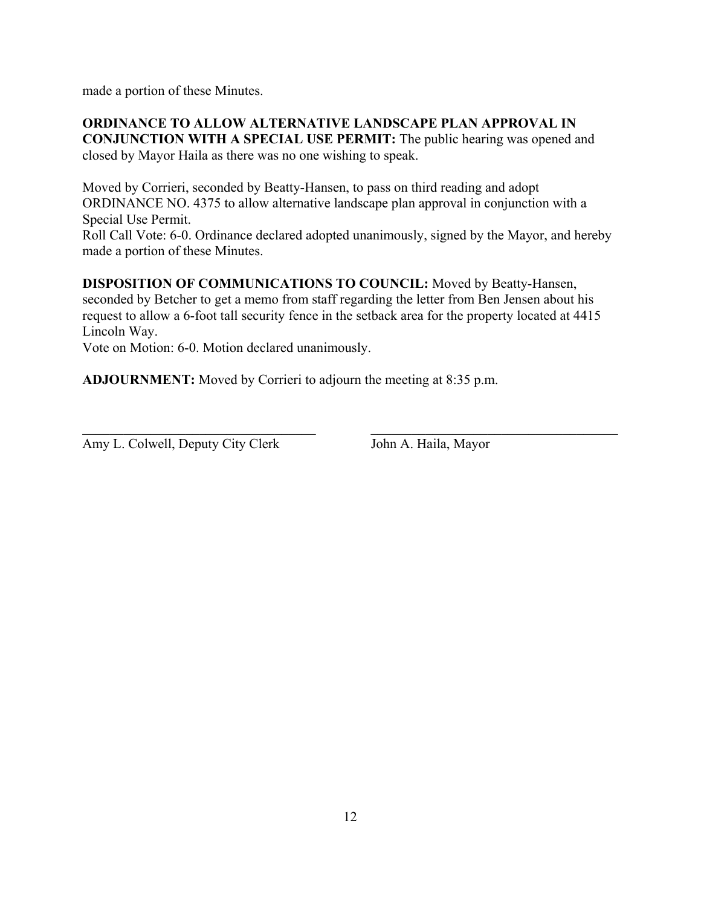made a portion of these Minutes.

**ORDINANCE TO ALLOW ALTERNATIVE LANDSCAPE PLAN APPROVAL IN CONJUNCTION WITH A SPECIAL USE PERMIT:** The public hearing was opened and closed by Mayor Haila as there was no one wishing to speak.

Moved by Corrieri, seconded by Beatty-Hansen, to pass on third reading and adopt ORDINANCE NO. 4375 to allow alternative landscape plan approval in conjunction with a Special Use Permit.
Roll Call Vote: 6-0. Ordinance declared adopted unanimously, signed by the Mayor, and hereby made a portion of these Minutes.

**DISPOSITION OF COMMUNICATIONS TO COUNCIL:** Moved by Beatty-Hansen, seconded by Betcher to get a memo from staff regarding the letter from Ben Jensen about his request to allow a 6-foot tall security fence in the setback area for the property located at 4415 Lincoln Way.
Vote on Motion: 6-0. Motion declared unanimously.

**ADJOURNMENT:** Moved by Corrieri to adjourn the meeting at 8:35 p.m.

\_\_\_\_\_\_\_\_\_\_\_\_\_\_\_\_\_\_\_\_\_\_\_\_\_\_\_\_\_\_\_\_\_\_\_\_
Amy L. Colwell, Deputy City Clerk

\_\_\_\_\_\_\_\_\_\_\_\_\_\_\_\_\_\_\_\_\_\_\_\_\_\_\_\_\_\_\_\_\_\_\_\_
John A. Haila, Mayor